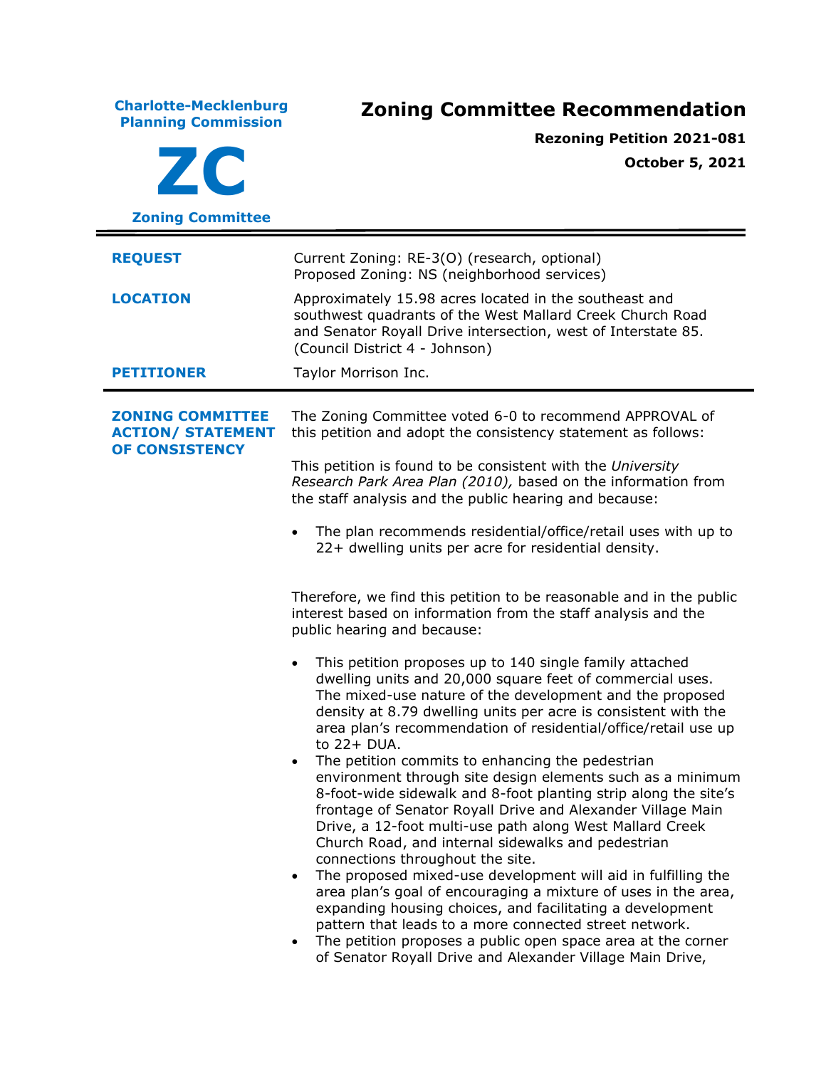**Charlote-Mecklenburg Planning Commission**

**ZC**

**Zoning Committee**

# Zoning Committee Recommendation

**Rezoning Petition 2021-081**

**October 5, 2021**

---

| | |
|---|---|
| **REQUEST** | Current Zoning: RE-3(O) (research, optional)<br>Proposed Zoning: NS (neighborhood services) |
| **LOCATION** | Approximately 15.98 acres located in the southeast and southwest quadrants of the West Mallard Creek Church Road and Senator Royall Drive intersection, west of Interstate 85. (Council District 4 - Johnson) |
| **PETITIONER** | Taylor Morrison Inc. |

---

**ZONING COMMITTEE ACTION/ STATEMENT OF CONSISTENCY**

The Zoning Committee voted 6-0 to recommend APPROVAL of this petition and adopt the consistency statement as follows:

This petition is found to be consistent with the *University Research Park Area Plan (2010),* based on the information from the staff analysis and the public hearing and because:

- The plan recommends residential/office/retail uses with up to 22+ dwelling units per acre for residential density.

Therefore, we find this petition to be reasonable and in the public interest based on information from the staff analysis and the public hearing and because:

- This petition proposes up to 140 single family attached dwelling units and 20,000 square feet of commercial uses. The mixed-use nature of the development and the proposed density at 8.79 dwelling units per acre is consistent with the area plan's recommendation of residential/office/retail use up to 22+ DUA.
- The petition commits to enhancing the pedestrian environment through site design elements such as a minimum 8-foot-wide sidewalk and 8-foot planting strip along the site's frontage of Senator Royall Drive and Alexander Village Main Drive, a 12-foot multi-use path along West Mallard Creek Church Road, and internal sidewalks and pedestrian connections throughout the site.
- The proposed mixed-use development will aid in fulfilling the area plan's goal of encouraging a mixture of uses in the area, expanding housing choices, and facilitating a development pattern that leads to a more connected street network.
- The petition proposes a public open space area at the corner of Senator Royall Drive and Alexander Village Main Drive,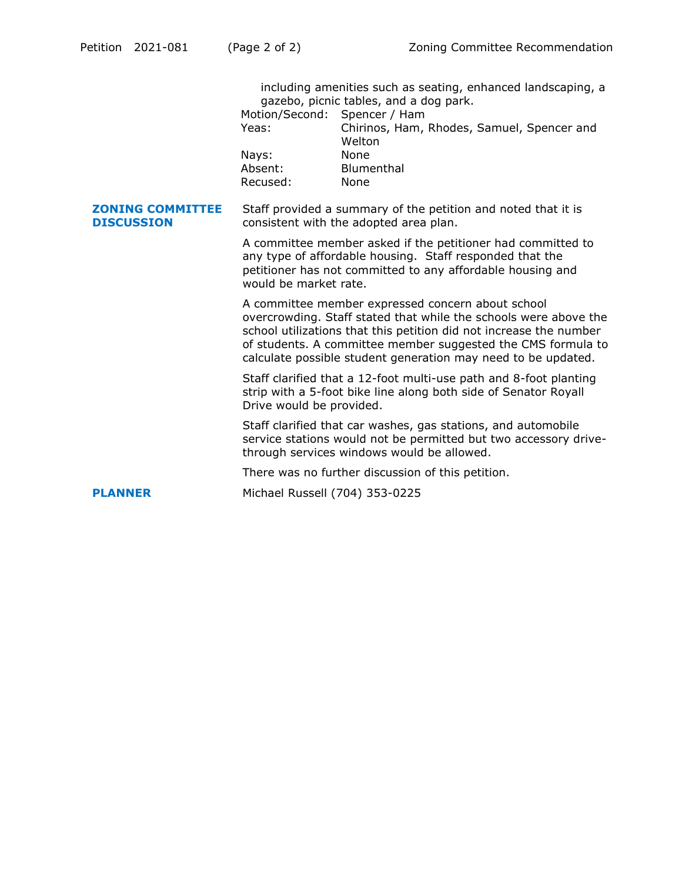including amenities such as seating, enhanced landscaping, a gazebo, picnic tables, and a dog park.

| | |
|---|---|
| Motion/Second: | Spencer / Ham |
| Yeas: | Chirinos, Ham, Rhodes, Samuel, Spencer and Welton |
| Nays: | None |
| Absent: | Blumenthal |
| Recused: | None |

**ZONING COMMITTEE DISCUSSION**

Staff provided a summary of the petition and noted that it is consistent with the adopted area plan.

A committee member asked if the petitioner had committed to any type of affordable housing. Staff responded that the petitioner has not committed to any affordable housing and would be market rate.

A committee member expressed concern about school overcrowding. Staff stated that while the schools were above the school utilizations that this petition did not increase the number of students. A committee member suggested the CMS formula to calculate possible student generation may need to be updated.

Staff clarified that a 12-foot multi-use path and 8-foot planting strip with a 5-foot bike line along both side of Senator Royall Drive would be provided.

Staff clarified that car washes, gas stations, and automobile service stations would not be permitted but two accessory drive-through services windows would be allowed.

There was no further discussion of this petition.

**PLANNER** Michael Russell (704) 353-0225